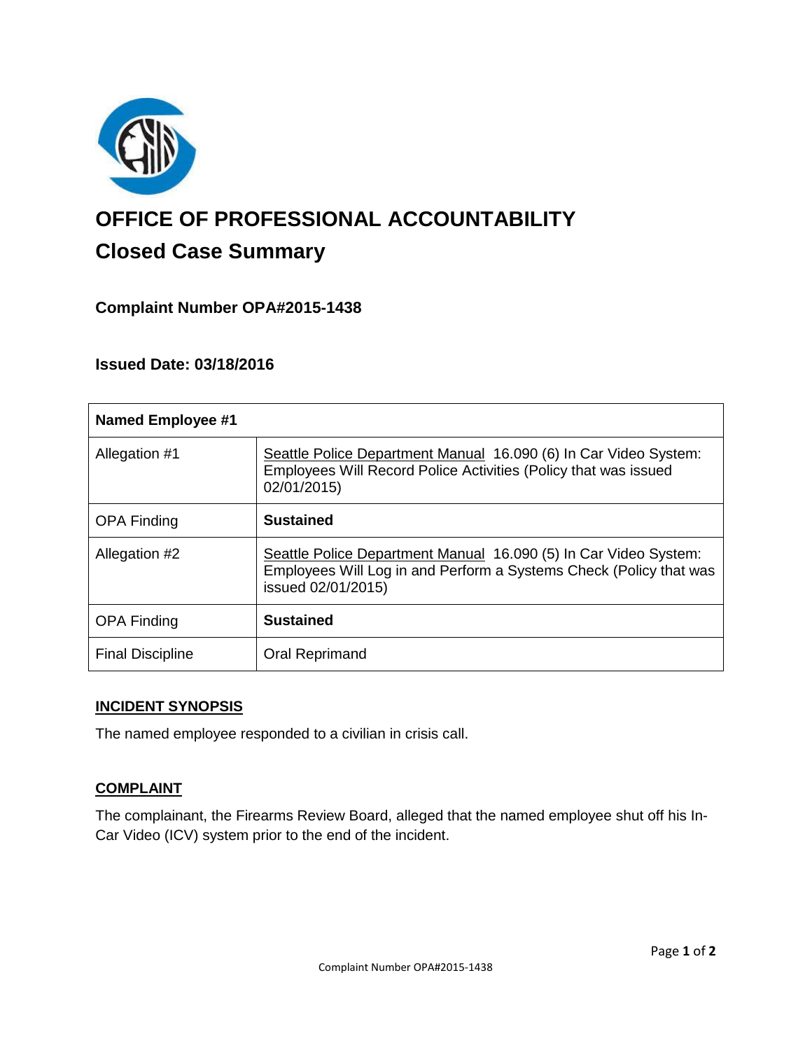# OFFICE OF PROFESSIONAL ACCOUNTABILITY

## Closed Case Summary

### Complaint Number OPA#2015-1438

### Issued Date: 03/18/2016

| Named Employee #1 | |
|---|---|
| Allegation #1 | Seattle Police Department Manual 16.090 (6) In Car Video System: Employees Will Record Police Activities (Policy that was issued 02/01/2015) |
| OPA Finding | **Sustained** |
| Allegation #2 | Seattle Police Department Manual 16.090 (5) In Car Video System: Employees Will Log in and Perform a Systems Check (Policy that was issued 02/01/2015) |
| OPA Finding | **Sustained** |
| Final Discipline | Oral Reprimand |

**INCIDENT SYNOPSIS**

The named employee responded to a civilian in crisis call.

**COMPLAINT**

The complainant, the Firearms Review Board, alleged that the named employee shut off his In-Car Video (ICV) system prior to the end of the incident.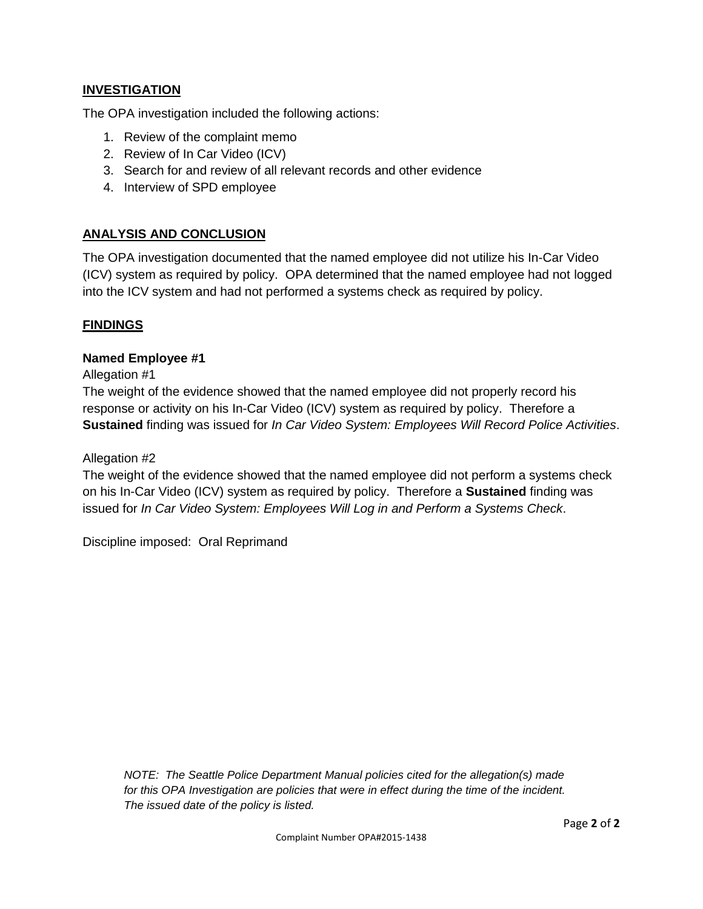## INVESTIGATION

The OPA investigation included the following actions:

1. Review of the complaint memo
2. Review of In Car Video (ICV)
3. Search for and review of all relevant records and other evidence
4. Interview of SPD employee

## ANALYSIS AND CONCLUSION

The OPA investigation documented that the named employee did not utilize his In-Car Video (ICV) system as required by policy. OPA determined that the named employee had not logged into the ICV system and had not performed a systems check as required by policy.

## FINDINGS

**Named Employee #1**

Allegation #1

The weight of the evidence showed that the named employee did not properly record his response or activity on his In-Car Video (ICV) system as required by policy. Therefore a **Sustained** finding was issued for *In Car Video System: Employees Will Record Police Activities*.

Allegation #2

The weight of the evidence showed that the named employee did not perform a systems check on his In-Car Video (ICV) system as required by policy. Therefore a **Sustained** finding was issued for *In Car Video System: Employees Will Log in and Perform a Systems Check*.

Discipline imposed: Oral Reprimand

*NOTE: The Seattle Police Department Manual policies cited for the allegation(s) made for this OPA Investigation are policies that were in effect during the time of the incident. The issued date of the policy is listed.*

Complaint Number OPA#2015-1438